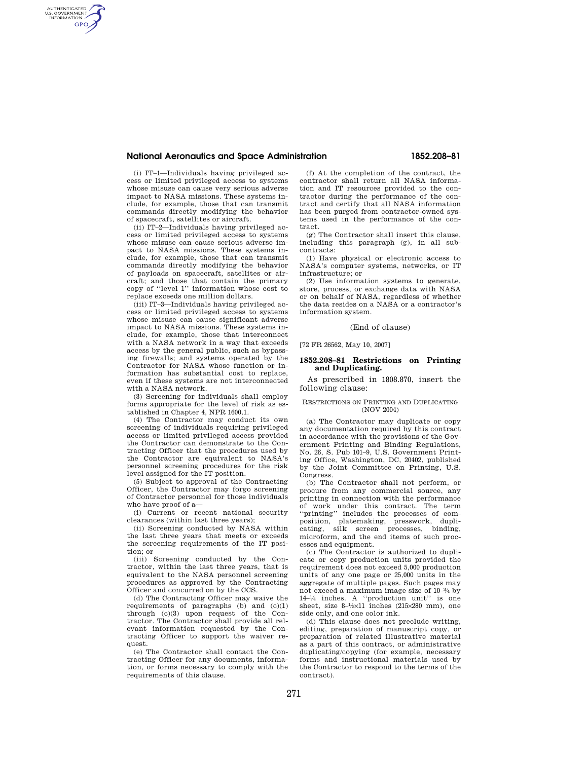(i) IT–1—Individuals having privileged access or limited privileged access to systems whose misuse can cause very serious adverse impact to NASA missions. These systems include, for example, those that can transmit commands directly modifying the behavior of spacecraft, satellites or aircraft.

(ii) IT–2—Individuals having privileged access or limited privileged access to systems whose misuse can cause serious adverse impact to NASA missions. These systems include, for example, those that can transmit commands directly modifying the behavior of payloads on spacecraft, satellites or aircraft; and those that contain the primary copy of ''level 1'' information whose cost to replace exceeds one million dollars.

(iii) IT–3—Individuals having privileged access or limited privileged access to systems whose misuse can cause significant adverse impact to NASA missions. These systems include, for example, those that interconnect with a NASA network in a way that exceeds access by the general public, such as bypassing firewalls; and systems operated by the Contractor for NASA whose function or information has substantial cost to replace, even if these systems are not interconnected with a NASA network.

(3) Screening for individuals shall employ forms appropriate for the level of risk as established in Chapter 4, NPR 1600.1.

(4) The Contractor may conduct its own screening of individuals requiring privileged access or limited privileged access provided the Contractor can demonstrate to the Contracting Officer that the procedures used by the Contractor are equivalent to NASA's personnel screening procedures for the risk level assigned for the IT position.

(5) Subject to approval of the Contracting Officer, the Contractor may forgo screening of Contractor personnel for those individuals who have proof of a—

(i) Current or recent national security clearances (within last three years);

(ii) Screening conducted by NASA within the last three years that meets or exceeds the screening requirements of the IT position; or

(iii) Screening conducted by the Contractor, within the last three years, that is equivalent to the NASA personnel screening procedures as approved by the Contracting Officer and concurred on by the CCS.

(d) The Contracting Officer may waive the requirements of paragraphs (b) and (c)(1) through (c)(3) upon request of the Contractor. The Contractor shall provide all relevant information requested by the Contracting Officer to support the waiver request.

(e) The Contractor shall contact the Contracting Officer for any documents, information, or forms necessary to comply with the requirements of this clause.

(f) At the completion of the contract, the contractor shall return all NASA information and IT resources provided to the contractor during the performance of the contract and certify that all NASA information has been purged from contractor-owned systems used in the performance of the contract.

(g) The Contractor shall insert this clause, including this paragraph (g), in all subcontracts:

(1) Have physical or electronic access to NASA's computer systems, networks, or IT infrastructure; or

(2) Use information systems to generate, store, process, or exchange data with NASA or on behalf of NASA, regardless of whether the data resides on a NASA or a contractor's information system.

(End of clause)

[72 FR 26562, May 10, 2007]

## 1852.208–81 Restrictions on Printing and Duplicating.

As prescribed in 1808.870, insert the following clause:

RESTRICTIONS ON PRINTING AND DUPLICATING (NOV 2004)

(a) The Contractor may duplicate or copy any documentation required by this contract in accordance with the provisions of the Government Printing and Binding Regulations, No. 26, S. Pub 101–9, U.S. Government Printing Office, Washington, DC, 20402, published by the Joint Committee on Printing, U.S. Congress.

(b) The Contractor shall not perform, or procure from any commercial source, any printing in connection with the performance of work under this contract. The term ''printing'' includes the processes of composition, platemaking, presswork, duplicating, silk screen processes, binding, microform, and the end items of such processes and equipment.

(c) The Contractor is authorized to duplicate or copy production units provided the requirement does not exceed 5,000 production units of any one page or 25,000 units in the aggregate of multiple pages. Such pages may not exceed a maximum image size of 10–¾ by 14–¼ inches. A ''production unit'' is one sheet, size 8–½×11 inches (215×280 mm), one side only, and one color ink.

(d) This clause does not preclude writing, editing, preparation of manuscript copy, or preparation of related illustrative material as a part of this contract, or administrative duplicating/copying (for example, necessary forms and instructional materials used by the Contractor to respond to the terms of the contract).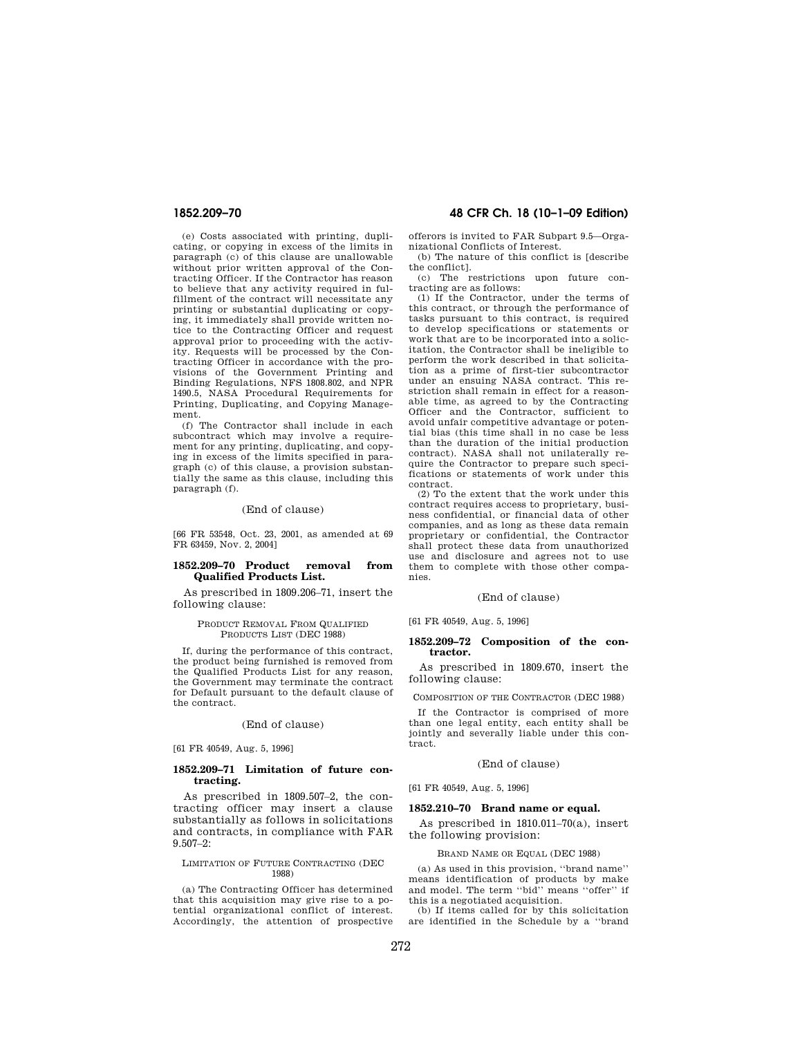(e) Costs associated with printing, duplicating, or copying in excess of the limits in paragraph (c) of this clause are unallowable without prior written approval of the Contracting Officer. If the Contractor has reason to believe that any activity required in fulfillment of the contract will necessitate any printing or substantial duplicating or copying, it immediately shall provide written notice to the Contracting Officer and request approval prior to proceeding with the activity. Requests will be processed by the Contracting Officer in accordance with the provisions of the Government Printing and Binding Regulations, NFS 1808.802, and NPR 1490.5, NASA Procedural Requirements for Printing, Duplicating, and Copying Management.

(f) The Contractor shall include in each subcontract which may involve a requirement for any printing, duplicating, and copying in excess of the limits specified in paragraph (c) of this clause, a provision substantially the same as this clause, including this paragraph (f).

(End of clause)

[66 FR 53548, Oct. 23, 2001, as amended at 69 FR 63459, Nov. 2, 2004]

### 1852.209–70 Product removal from Qualified Products List.

As prescribed in 1809.206–71, insert the following clause:

PRODUCT REMOVAL FROM QUALIFIED PRODUCTS LIST (DEC 1988)

If, during the performance of this contract, the product being furnished is removed from the Qualified Products List for any reason, the Government may terminate the contract for Default pursuant to the default clause of the contract.

(End of clause)

[61 FR 40549, Aug. 5, 1996]

### 1852.209–71 Limitation of future contracting.

As prescribed in 1809.507–2, the contracting officer may insert a clause substantially as follows in solicitations and contracts, in compliance with FAR 9.507–2:

LIMITATION OF FUTURE CONTRACTING (DEC 1988)

(a) The Contracting Officer has determined that this acquisition may give rise to a potential organizational conflict of interest. Accordingly, the attention of prospective offerors is invited to FAR Subpart 9.5—Organizational Conflicts of Interest.

(b) The nature of this conflict is [describe the conflict].

(c) The restrictions upon future contracting are as follows:

(1) If the Contractor, under the terms of this contract, or through the performance of tasks pursuant to this contract, is required to develop specifications or statements or work that are to be incorporated into a solicitation, the Contractor shall be ineligible to perform the work described in that solicitation as a prime of first-tier subcontractor under an ensuing NASA contract. This restriction shall remain in effect for a reasonable time, as agreed to by the Contracting Officer and the Contractor, sufficient to avoid unfair competitive advantage or potential bias (this time shall in no case be less than the duration of the initial production contract). NASA shall not unilaterally require the Contractor to prepare such specifications or statements of work under this contract.

(2) To the extent that the work under this contract requires access to proprietary, business confidential, or financial data of other companies, and as long as these data remain proprietary or confidential, the Contractor shall protect these data from unauthorized use and disclosure and agrees not to use them to complete with those other companies.

(End of clause)

[61 FR 40549, Aug. 5, 1996]

### 1852.209–72 Composition of the contractor.

As prescribed in 1809.670, insert the following clause:

COMPOSITION OF THE CONTRACTOR (DEC 1988)

If the Contractor is comprised of more than one legal entity, each entity shall be jointly and severally liable under this contract.

(End of clause)

[61 FR 40549, Aug. 5, 1996]

### 1852.210–70 Brand name or equal.

As prescribed in 1810.011–70(a), insert the following provision:

BRAND NAME OR EQUAL (DEC 1988)

(a) As used in this provision, ''brand name'' means identification of products by make and model. The term ''bid'' means ''offer'' if this is a negotiated acquisition.

(b) If items called for by this solicitation are identified in the Schedule by a ''brand